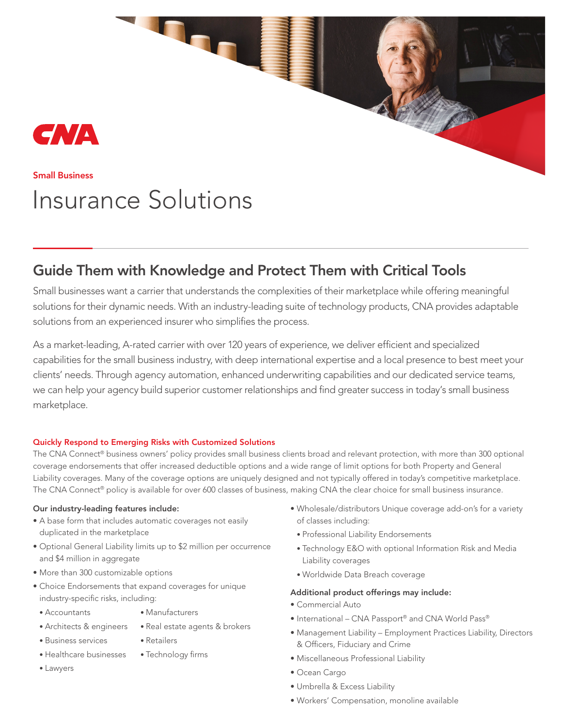CNA

Small Business

# Insurance Solutions

## Guide Them with Knowledge and Protect Them with Critical Tools

Small businesses want a carrier that understands the complexities of their marketplace while offering meaningful solutions for their dynamic needs. With an industry-leading suite of technology products, CNA provides adaptable solutions from an experienced insurer who simplifies the process.

As a market-leading, A-rated carrier with over 120 years of experience, we deliver efficient and specialized capabilities for the small business industry, with deep international expertise and a local presence to best meet your clients' needs. Through agency automation, enhanced underwriting capabilities and our dedicated service teams, we can help your agency build superior customer relationships and find greater success in today's small business marketplace.

#### Quickly Respond to Emerging Risks with Customized Solutions

The CNA Connect® business owners' policy provides small business clients broad and relevant protection, with more than 300 optional coverage endorsements that offer increased deductible options and a wide range of limit options for both Property and General Liability coverages. Many of the coverage options are uniquely designed and not typically offered in today's competitive marketplace. The CNA Connect® policy is available for over 600 classes of business, making CNA the clear choice for small business insurance.

**Our industry-leading features include:**

- A base form that includes automatic coverages not easily duplicated in the marketplace
- Optional General Liability limits up to $2 million per occurrence and $4 million in aggregate
- More than 300 customizable options
- Choice Endorsements that expand coverages for unique industry-specific risks, including:
  - Accountants
  - Architects & engineers
  - Business services
  - Healthcare businesses
  - Lawyers
  - Manufacturers
  - Real estate agents & brokers
  - Retailers
  - Technology firms
- Wholesale/distributors Unique coverage add-on's for a variety of classes including:
  - Professional Liability Endorsements
  - Technology E&O with optional Information Risk and Media Liability coverages
  - Worldwide Data Breach coverage

**Additional product offerings may include:**

- Commercial Auto
- International – CNA Passport® and CNA World Pass®
- Management Liability – Employment Practices Liability, Directors & Officers, Fiduciary and Crime
- Miscellaneous Professional Liability
- Ocean Cargo
- Umbrella & Excess Liability
- Workers' Compensation, monoline available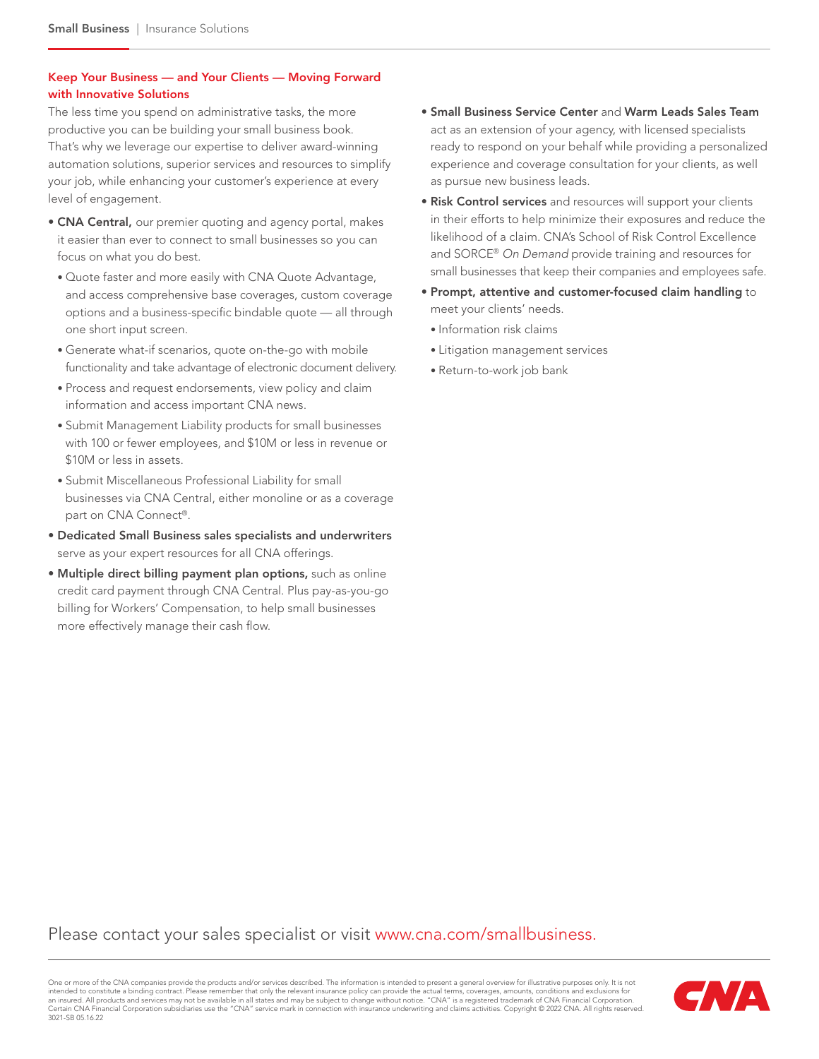## Keep Your Business — and Your Clients — Moving Forward with Innovative Solutions

The less time you spend on administrative tasks, the more productive you can be building your small business book. That's why we leverage our expertise to deliver award-winning automation solutions, superior services and resources to simplify your job, while enhancing your customer's experience at every level of engagement.

- **CNA Central,** our premier quoting and agency portal, makes it easier than ever to connect to small businesses so you can focus on what you do best.
  - Quote faster and more easily with CNA Quote Advantage, and access comprehensive base coverages, custom coverage options and a business-specific bindable quote — all through one short input screen.
  - Generate what-if scenarios, quote on-the-go with mobile functionality and take advantage of electronic document delivery.
  - Process and request endorsements, view policy and claim information and access important CNA news.
  - Submit Management Liability products for small businesses with 100 or fewer employees, and $10M or less in revenue or $10M or less in assets.
  - Submit Miscellaneous Professional Liability for small businesses via CNA Central, either monoline or as a coverage part on CNA Connect®.
- **Dedicated Small Business sales specialists and underwriters** serve as your expert resources for all CNA offerings.
- **Multiple direct billing payment plan options,** such as online credit card payment through CNA Central. Plus pay-as-you-go billing for Workers' Compensation, to help small businesses more effectively manage their cash flow.
- **Small Business Service Center** and **Warm Leads Sales Team** act as an extension of your agency, with licensed specialists ready to respond on your behalf while providing a personalized experience and coverage consultation for your clients, as well as pursue new business leads.
- **Risk Control services** and resources will support your clients in their efforts to help minimize their exposures and reduce the likelihood of a claim. CNA's School of Risk Control Excellence and SORCE® *On Demand* provide training and resources for small businesses that keep their companies and employees safe.
- **Prompt, attentive and customer-focused claim handling** to meet your clients' needs.
  - Information risk claims
  - Litigation management services
  - Return-to-work job bank

Please contact your sales specialist or visit www.cna.com/smallbusiness.

One or more of the CNA companies provide the products and/or services described. The information is intended to present a general overview for illustrative purposes only. It is not intended to constitute a binding contract. Please remember that only the relevant insurance policy can provide the actual terms, coverages, amounts, conditions and exclusions for an insured. All products and services may not be available in all states and may be subject to change without notice. "CNA" is a registered trademark of CNA Financial Corporation. Certain CNA Financial Corporation subsidiaries use the "CNA" service mark in connection with insurance underwriting and claims activities. Copyright © 2022 CNA. All rights reserved. 3021-SB 05.16.22